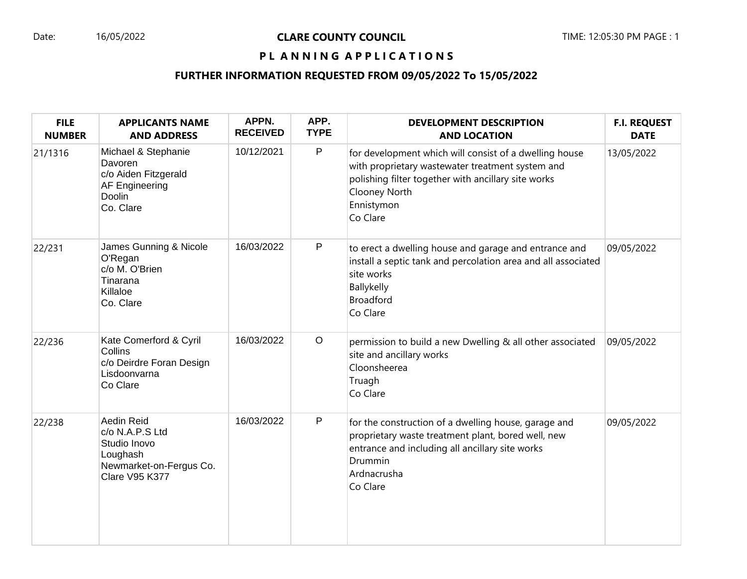Date: 16/05/2022

# CLARE COUNTY COUNCIL

## P L A N N I N G A P P L I C A T I O N S

### FURTHER INFORMATION REQUESTED FROM 09/05/2022 To 15/05/2022

| FILE NUMBER | APPLICANTS NAME AND ADDRESS | APPN. RECEIVED | APP. TYPE | DEVELOPMENT DESCRIPTION AND LOCATION | F.I. REQUEST DATE |
|---|---|---|---|---|---|
| 21/1316 | Michael & Stephanie Davoren<br>c/o Aiden Fitzgerald<br>AF Engineering<br>Doolin<br>Co. Clare | 10/12/2021 | P | for development which will consist of a dwelling house with proprietary wastewater treatment system and polishing filter together with ancillary site works<br>Clooney North<br>Ennistymon<br>Co Clare | 13/05/2022 |
| 22/231 | James Gunning & Nicole O'Regan<br>c/o M. O'Brien<br>Tinarana<br>Killaloe<br>Co. Clare | 16/03/2022 | P | to erect a dwelling house and garage and entrance and install a septic tank and percolation area and all associated site works<br>Ballykelly<br>Broadford<br>Co Clare | 09/05/2022 |
| 22/236 | Kate Comerford & Cyril Collins<br>c/o Deirdre Foran Design<br>Lisdoonvarna<br>Co Clare | 16/03/2022 | O | permission to build a new Dwelling & all other associated site and ancillary works<br>Cloonsheerea<br>Truagh<br>Co Clare | 09/05/2022 |
| 22/238 | Aedin Reid<br>c/o N.A.P.S Ltd<br>Studio Inovo<br>Loughash<br>Newmarket-on-Fergus Co. Clare V95 K377 | 16/03/2022 | P | for the construction of a dwelling house, garage and proprietary waste treatment plant, bored well, new entrance and including all ancillary site works<br>Drummin<br>Ardnacrusha<br>Co Clare | 09/05/2022 |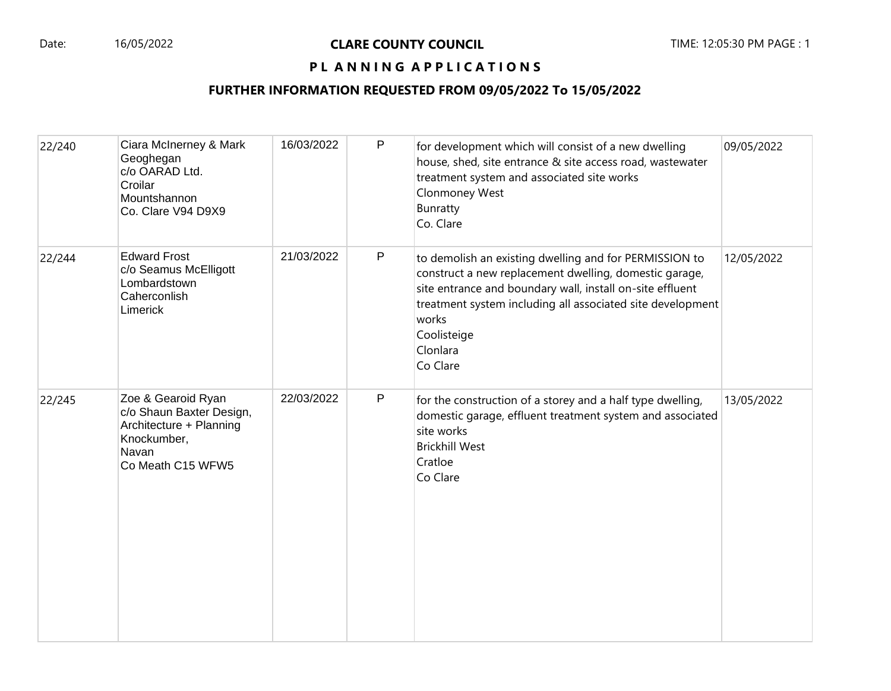**CLARE COUNTY COUNCIL**

**P L A N N I N G  A P P L I C A T I O N S**

**FURTHER INFORMATION REQUESTED FROM 09/05/2022 To 15/05/2022**

| | | | | | |
|---|---|---|---|---|---|
| 22/240 | Ciara McInerney & Mark Geoghegan<br>c/o OARAD Ltd.<br>Croilar<br>Mountshannon<br>Co. Clare V94 D9X9 | 16/03/2022 | P | for development which will consist of a new dwelling house, shed, site entrance & site access road, wastewater treatment system and associated site works<br>Clonmoney West<br>Bunratty<br>Co. Clare | 09/05/2022 |
| 22/244 | Edward Frost<br>c/o Seamus McElligott<br>Lombardstown<br>Caherconlish<br>Limerick | 21/03/2022 | P | to demolish an existing dwelling and for PERMISSION to construct a new replacement dwelling, domestic garage, site entrance and boundary wall, install on-site effluent treatment system including all associated site development works<br>Coolisteige<br>Clonlara<br>Co Clare | 12/05/2022 |
| 22/245 | Zoe & Gearoid Ryan<br>c/o Shaun Baxter Design, Architecture + Planning<br>Knockumber,<br>Navan<br>Co Meath C15 WFW5 | 22/03/2022 | P | for the construction of a storey and a half type dwelling, domestic garage, effluent treatment system and associated site works<br>Brickhill West<br>Cratloe<br>Co Clare | 13/05/2022 |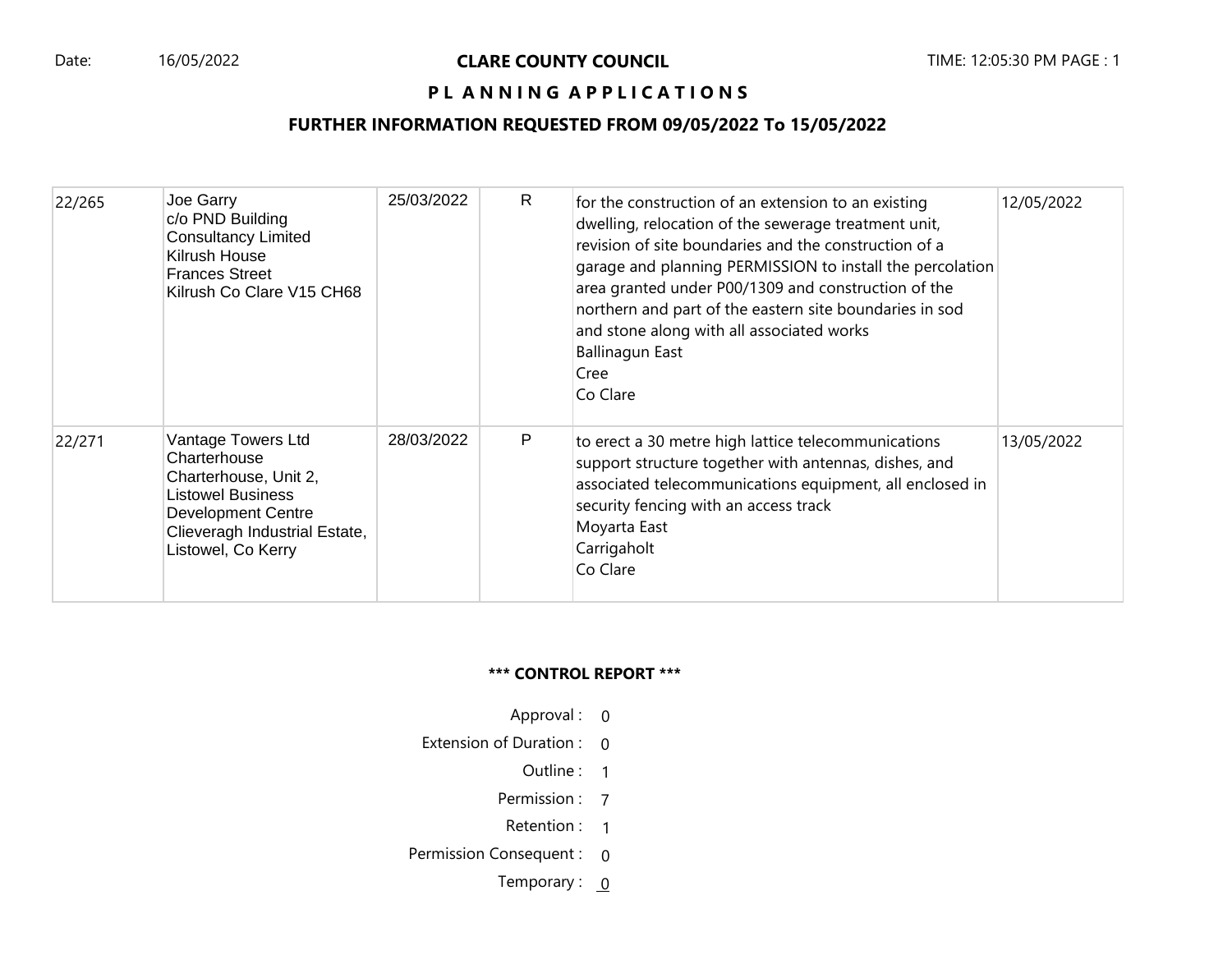Date: 16/05/2022

# CLARE COUNTY COUNCIL

TIME: 12:05:30 PM PAGE : 1

## PLANNING APPLICATIONS

### FURTHER INFORMATION REQUESTED FROM 09/05/2022 To 15/05/2022

| | | | | | |
|---|---|---|---|---|---|
| 22/265 | Joe Garry<br>c/o PND Building Consultancy Limited<br>Kilrush House<br>Frances Street<br>Kilrush Co Clare V15 CH68 | 25/03/2022 | R | for the construction of an extension to an existing dwelling, relocation of the sewerage treatment unit, revision of site boundaries and the construction of a garage and planning PERMISSION to install the percolation area granted under P00/1309 and construction of the northern and part of the eastern site boundaries in sod and stone along with all associated works<br>Ballinagun East<br>Cree<br>Co Clare | 12/05/2022 |
| 22/271 | Vantage Towers Ltd<br>Charterhouse<br>Charterhouse, Unit 2,<br>Listowel Business Development Centre<br>Clieveragh Industrial Estate,<br>Listowel, Co Kerry | 28/03/2022 | P | to erect a 30 metre high lattice telecommunications support structure together with antennas, dishes, and associated telecommunications equipment, all enclosed in security fencing with an access track<br>Moyarta East<br>Carrigaholt<br>Co Clare | 13/05/2022 |

**\*\*\* CONTROL REPORT \*\*\***

| | |
|---|---|
| Approval : | 0 |
| Extension of Duration : | 0 |
| Outline : | 1 |
| Permission : | 7 |
| Retention : | 1 |
| Permission Consequent : | 0 |
| Temporary : | 0 |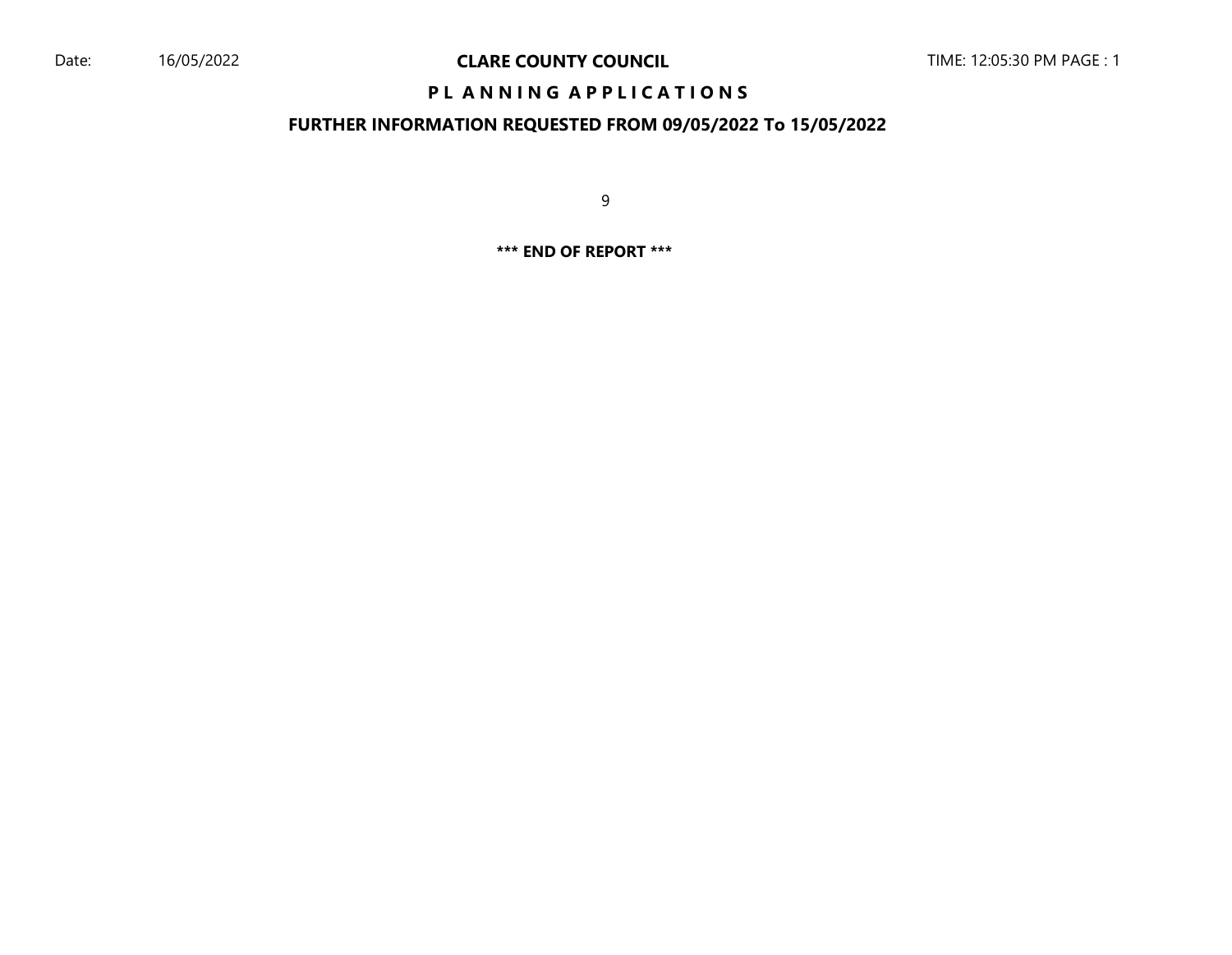Date: 16/05/2022

# CLARE COUNTY COUNCIL

## P L A N N I N G A P P L I C A T I O N S

### FURTHER INFORMATION REQUESTED FROM 09/05/2022 To 15/05/2022

9

**\*\*\* END OF REPORT \*\*\***